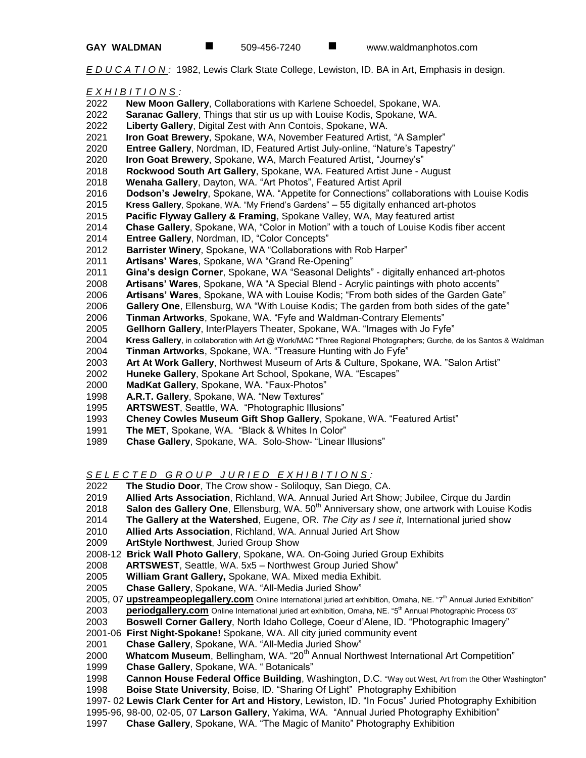**GAY WALDMAN** ■ 509-456-7240 ■ www.waldmanphotos.com

*E D U C A T I O N :* 1982, Lewis Clark State College, Lewiston, ID. BA in Art, Emphasis in design.

*E X H I B I T I O N S :*

2022 **New Moon Gallery**, Collaborations with Karlene Schoedel, Spokane, WA.
2022 **Saranac Gallery**, Things that stir us up with Louise Kodis, Spokane, WA.
2022 **Liberty Gallery**, Digital Zest with Ann Contois, Spokane, WA.
2021 **Iron Goat Brewery**, Spokane, WA, November Featured Artist, "A Sampler"
2020 **Entree Gallery**, Nordman, ID, Featured Artist July-online, "Nature's Tapestry"
2020 **Iron Goat Brewery**, Spokane, WA, March Featured Artist, "Journey's"
2018 **Rockwood South Art Gallery**, Spokane, WA. Featured Artist June - August
2018 **Wenaha Gallery**, Dayton, WA. "Art Photos", Featured Artist April
2016 **Dodson's Jewelry**, Spokane, WA. "Appetite for Connections" collaborations with Louise Kodis
2015 **Kress Gallery**, Spokane, WA. "My Friend's Gardens" – 55 digitally enhanced art-photos
2015 **Pacific Flyway Gallery & Framing**, Spokane Valley, WA, May featured artist
2014 **Chase Gallery**, Spokane, WA, "Color in Motion" with a touch of Louise Kodis fiber accent
2014 **Entree Gallery**, Nordman, ID, "Color Concepts"
2012 **Barrister Winery**, Spokane, WA "Collaborations with Rob Harper"
2011 **Artisans' Wares**, Spokane, WA "Grand Re-Opening"
2011 **Gina's design Corner**, Spokane, WA. "Seasonal Delights" - digitally enhanced art-photos
2008 **Artisans' Wares**, Spokane, WA "A Special Blend - Acrylic paintings with photo accents"
2006 **Artisans' Wares**, Spokane, WA with Louise Kodis; "From both sides of the Garden Gate"
2006 **Gallery One**, Ellensburg, WA "With Louise Kodis; The garden from both sides of the gate"
2006 **Tinman Artworks**, Spokane, WA. "Fyfe and Waldman-Contrary Elements"
2005 **Gellhorn Gallery**, InterPlayers Theater, Spokane, WA. "Images with Jo Fyfe"
2004 **Kress Gallery**, in collaboration with Art @ Work/MAC "Three Regional Photographers; Gurche, de los Santos & Waldman
2004 **Tinman Artworks**, Spokane, WA. "Treasure Hunting with Jo Fyfe"
2003 **Art At Work Gallery**, Northwest Museum of Arts & Culture, Spokane, WA. "Salon Artist"
2002 **Huneke Gallery**, Spokane Art School, Spokane, WA. "Escapes"
2000 **MadKat Gallery**, Spokane, WA. "Faux-Photos"
1998 **A.R.T. Gallery**, Spokane, WA. "New Textures"
1995 **ARTSWEST**, Seattle, WA. "Photographic Illusions"
1993 **Cheney Cowles Museum Gift Shop Gallery**, Spokane, WA. "Featured Artist"
1991 **The MET**, Spokane, WA. "Black & Whites In Color"
1989 **Chase Gallery**, Spokane, WA. Solo-Show- "Linear Illusions"

*S E L E C T E D G R O U P J U R I E D E X H I B I T I O N S :*

2022 **The Studio Door**, The Crow show - Soliloquy, San Diego, CA.
2019 **Allied Arts Association**, Richland, WA. Annual Juried Art Show; Jubilee, Cirque du Jardin
2018 **Salon des Gallery One**, Ellensburg, WA. 50th Anniversary show, one artwork with Louise Kodis
2014 **The Gallery at the Watershed**, Eugene, OR. *The City as I see it*, International juried show
2010 **Allied Arts Association**, Richland, WA. Annual Juried Art Show
2009 **ArtStyle Northwest**, Juried Group Show
2008-12 **Brick Wall Photo Gallery**, Spokane, WA. On-Going Juried Group Exhibits
2008 **ARTSWEST**, Seattle, WA. 5x5 – Northwest Group Juried Show"
2005 **William Grant Gallery,** Spokane, WA. Mixed media Exhibit.
2005 **Chase Gallery**, Spokane, WA. "All-Media Juried Show"
2005, 07 **upstreampeoplegallery.com** Online International juried art exhibition, Omaha, NE. "7th Annual Juried Exhibition"
2003 **periodgallery.com** Online International juried art exhibition, Omaha, NE. "5th Annual Photographic Process 03"
2003 **Boswell Corner Gallery**, North Idaho College, Coeur d'Alene, ID. "Photographic Imagery"
2001-06 **First Night-Spokane!** Spokane, WA. All city juried community event
2001 **Chase Gallery**, Spokane, WA. "All-Media Juried Show"
2000 **Whatcom Museum**, Bellingham, WA. "20th Annual Northwest International Art Competition"
1999 **Chase Gallery**, Spokane, WA. " Botanicals"
1998 **Cannon House Federal Office Building**, Washington, D.C. "Way out West, Art from the Other Washington"
1998 **Boise State University**, Boise, ID. "Sharing Of Light" Photography Exhibition
1997- 02 **Lewis Clark Center for Art and History**, Lewiston, ID. "In Focus" Juried Photography Exhibition
1995-96, 98-00, 02-05, 07 **Larson Gallery**, Yakima, WA. "Annual Juried Photography Exhibition"
1997 **Chase Gallery**, Spokane, WA. "The Magic of Manito" Photography Exhibition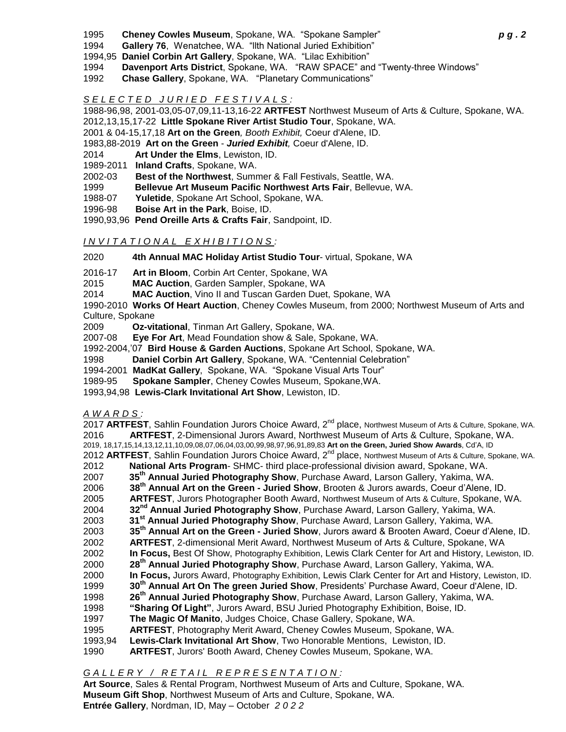1995 **Cheney Cowles Museum**, Spokane, WA. "Spokane Sampler"

1994 **Gallery 76**, Wenatchee, WA. "llth National Juried Exhibition"

1994,95 **Daniel Corbin Art Gallery**, Spokane, WA. "Lilac Exhibition"

1994 **Davenport Arts District**, Spokane, WA. "RAW SPACE" and "Twenty-three Windows"

1992 **Chase Gallery**, Spokane, WA. "Planetary Communications"

## *SELECTED JURIED FESTIVALS:*

1988-96,98, 2001-03,05-07,09,11-13,16-22 **ARTFEST** Northwest Museum of Arts & Culture, Spokane, WA.

2012,13,15,17-22 **Little Spokane River Artist Studio Tour**, Spokane, WA.

2001 & 04-15,17,18 **Art on the Green**, *Booth Exhibit,* Coeur d'Alene, ID.

1983,88-2019 **Art on the Green** - ***Juried Exhibit,*** Coeur d'Alene, ID.

2014 **Art Under the Elms**, Lewiston, ID.

1989-2011 **Inland Crafts**, Spokane, WA.

2002-03 **Best of the Northwest**, Summer & Fall Festivals, Seattle, WA.

1999 **Bellevue Art Museum Pacific Northwest Arts Fair**, Bellevue, WA.

1988-07 **Yuletide**, Spokane Art School, Spokane, WA.

1996-98 **Boise Art in the Park**, Boise, ID.

1990,93,96 **Pend Oreille Arts & Crafts Fair**, Sandpoint, ID.

## *INVITATIONAL EXHIBITIONS:*

2020 **4th Annual MAC Holiday Artist Studio Tour**- virtual, Spokane, WA

2016-17 **Art in Bloom**, Corbin Art Center, Spokane, WA

2015 **MAC Auction**, Garden Sampler, Spokane, WA

2014 **MAC Auction**, Vino II and Tuscan Garden Duet, Spokane, WA

1990-2010 **Works Of Heart Auction**, Cheney Cowles Museum, from 2000; Northwest Museum of Arts and Culture, Spokane

2009 **Oz-vitational**, Tinman Art Gallery, Spokane, WA.

2007-08 **Eye For Art**, Mead Foundation show & Sale, Spokane, WA.

1992-2004,'07 **Bird House & Garden Auctions**, Spokane Art School, Spokane, WA.

1998 **Daniel Corbin Art Gallery**, Spokane, WA. "Centennial Celebration"

1994-2001 **MadKat Gallery**, Spokane, WA. "Spokane Visual Arts Tour"

1989-95 **Spokane Sampler**, Cheney Cowles Museum, Spokane,WA.

1993,94,98 **Lewis-Clark Invitational Art Show**, Lewiston, ID.

## *AWARDS:*

2017 **ARTFEST**, Sahlin Foundation Jurors Choice Award, 2nd place, Northwest Museum of Arts & Culture, Spokane, WA.

2016 **ARTFEST**, 2-Dimensional Jurors Award, Northwest Museum of Arts & Culture, Spokane, WA.

2019, 18,17,15,14,13,12,11,10,09,08,07,06,04,03,00,99,98,97,96,91,89,83 **Art on the Green, Juried Show Awards**, Cd'A, ID

2012 **ARTFEST**, Sahlin Foundation Jurors Choice Award, 2nd place, Northwest Museum of Arts & Culture, Spokane, WA.

2012 **National Arts Program**- SHMC- third place-professional division award, Spokane, WA.

2007 **35th Annual Juried Photography Show**, Purchase Award, Larson Gallery, Yakima, WA.

2006 **38th Annual Art on the Green - Juried Show**, Brooten & Jurors awards, Coeur d'Alene, ID.

2005 **ARTFEST**, Jurors Photographer Booth Award, Northwest Museum of Arts & Culture, Spokane, WA.

2004 **32nd Annual Juried Photography Show**, Purchase Award, Larson Gallery, Yakima, WA.

2003 **31st Annual Juried Photography Show**, Purchase Award, Larson Gallery, Yakima, WA.

2003 **35th Annual Art on the Green - Juried Show**, Jurors award & Brooten Award, Coeur d'Alene, ID.

2002 **ARTFEST**, 2-dimensional Merit Award, Northwest Museum of Arts & Culture, Spokane, WA

2002 **In Focus,** Best Of Show, Photography Exhibition, Lewis Clark Center for Art and History, Lewiston, ID.

2000 **28th Annual Juried Photography Show**, Purchase Award, Larson Gallery, Yakima, WA.

2000 **In Focus,** Jurors Award, Photography Exhibition, Lewis Clark Center for Art and History, Lewiston, ID.

1999 **30th Annual Art On The green Juried Show**, Presidents' Purchase Award, Coeur d'Alene, ID.

1998 **26th Annual Juried Photography Show**, Purchase Award, Larson Gallery, Yakima, WA.

1998 **"Sharing Of Light"**, Jurors Award, BSU Juried Photography Exhibition, Boise, ID.

1997 **The Magic Of Manito**, Judges Choice, Chase Gallery, Spokane, WA.

1995 **ARTFEST**, Photography Merit Award, Cheney Cowles Museum, Spokane, WA.

1993,94 **Lewis-Clark Invitational Art Show**, Two Honorable Mentions, Lewiston, ID.

1990 **ARTFEST**, Jurors' Booth Award, Cheney Cowles Museum, Spokane, WA.

## *GALLERY / RETAIL REPRESENTATION:*

**Art Source**, Sales & Rental Program, Northwest Museum of Arts and Culture, Spokane, WA.

**Museum Gift Shop**, Northwest Museum of Arts and Culture, Spokane, WA.

**Entrée Gallery**, Nordman, ID, May – October *2022*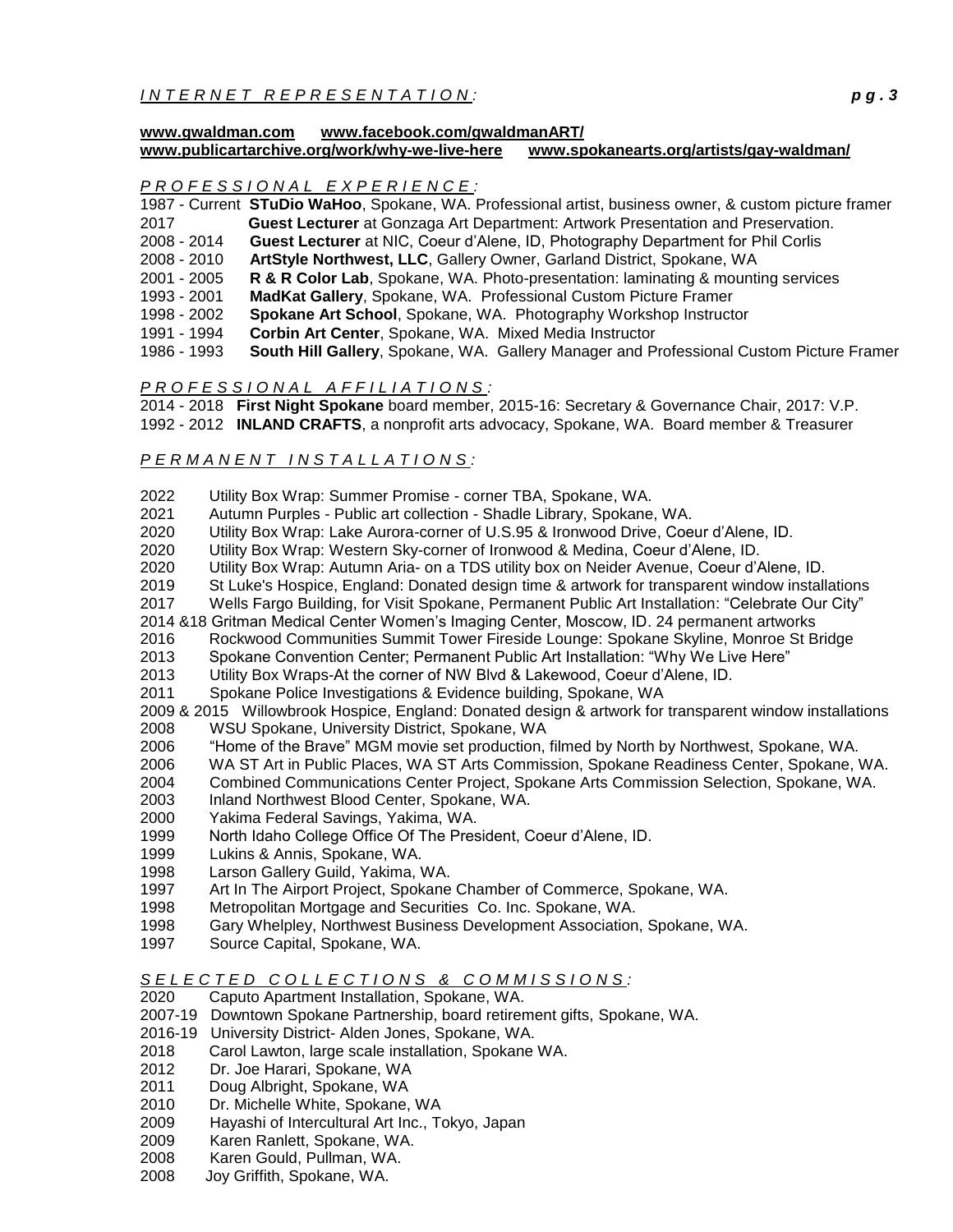## *INTERNET REPRESENTATION:*

www.gwaldman.com www.facebook.com/gwaldmanART/
www.publicartarchive.org/work/why-we-live-here www.spokanearts.org/artists/gay-waldman/

## *PROFESSIONAL EXPERIENCE:*

1987 - Current **STuDio WaHoo**, Spokane, WA. Professional artist, business owner, & custom picture framer
2017 **Guest Lecturer** at Gonzaga Art Department: Artwork Presentation and Preservation.
2008 - 2014 **Guest Lecturer** at NIC, Coeur d'Alene, ID, Photography Department for Phil Corlis
2008 - 2010 **ArtStyle Northwest, LLC**, Gallery Owner, Garland District, Spokane, WA
2001 - 2005 **R & R Color Lab**, Spokane, WA. Photo-presentation: laminating & mounting services
1993 - 2001 **MadKat Gallery**, Spokane, WA. Professional Custom Picture Framer
1998 - 2002 **Spokane Art School**, Spokane, WA. Photography Workshop Instructor
1991 - 1994 **Corbin Art Center**, Spokane, WA. Mixed Media Instructor
1986 - 1993 **South Hill Gallery**, Spokane, WA. Gallery Manager and Professional Custom Picture Framer

## *PROFESSIONAL AFFILIATIONS:*

2014 - 2018 **First Night Spokane** board member, 2015-16: Secretary & Governance Chair, 2017: V.P.
1992 - 2012 **INLAND CRAFTS**, a nonprofit arts advocacy, Spokane, WA. Board member & Treasurer

## *PERMANENT INSTALLATIONS:*

2022 Utility Box Wrap: Summer Promise - corner TBA, Spokane, WA.
2021 Autumn Purples - Public art collection - Shadle Library, Spokane, WA.
2020 Utility Box Wrap: Lake Aurora-corner of U.S.95 & Ironwood Drive, Coeur d'Alene, ID.
2020 Utility Box Wrap: Western Sky-corner of Ironwood & Medina, Coeur d'Alene, ID.
2020 Utility Box Wrap: Autumn Aria- on a TDS utility box on Neider Avenue, Coeur d'Alene, ID.
2019 St Luke's Hospice, England: Donated design time & artwork for transparent window installations
2017 Wells Fargo Building, for Visit Spokane, Permanent Public Art Installation: "Celebrate Our City"
2014 &18 Gritman Medical Center Women's Imaging Center, Moscow, ID. 24 permanent artworks
2016 Rockwood Communities Summit Tower Fireside Lounge: Spokane Skyline, Monroe St Bridge
2013 Spokane Convention Center; Permanent Public Art Installation: "Why We Live Here"
2013 Utility Box Wraps-At the corner of NW Blvd & Lakewood, Coeur d'Alene, ID.
2011 Spokane Police Investigations & Evidence building, Spokane, WA
2009 & 2015 Willowbrook Hospice, England: Donated design & artwork for transparent window installations
2008 WSU Spokane, University District, Spokane, WA
2006 "Home of the Brave" MGM movie set production, filmed by North by Northwest, Spokane, WA.
2006 WA ST Art in Public Places, WA ST Arts Commission, Spokane Readiness Center, Spokane, WA.
2004 Combined Communications Center Project, Spokane Arts Commission Selection, Spokane, WA.
2003 Inland Northwest Blood Center, Spokane, WA.
2000 Yakima Federal Savings, Yakima, WA.
1999 North Idaho College Office Of The President, Coeur d'Alene, ID.
1999 Lukins & Annis, Spokane, WA.
1998 Larson Gallery Guild, Yakima, WA.
1997 Art In The Airport Project, Spokane Chamber of Commerce, Spokane, WA.
1998 Metropolitan Mortgage and Securities Co. Inc. Spokane, WA.
1998 Gary Whelpley, Northwest Business Development Association, Spokane, WA.
1997 Source Capital, Spokane, WA.

## *SELECTED COLLECTIONS & COMMISSIONS:*

2020 Caputo Apartment Installation, Spokane, WA.
2007-19 Downtown Spokane Partnership, board retirement gifts, Spokane, WA.
2016-19 University District- Alden Jones, Spokane, WA.
2018 Carol Lawton, large scale installation, Spokane WA.
2012 Dr. Joe Harari, Spokane, WA
2011 Doug Albright, Spokane, WA
2010 Dr. Michelle White, Spokane, WA
2009 Hayashi of Intercultural Art Inc., Tokyo, Japan
2009 Karen Ranlett, Spokane, WA.
2008 Karen Gould, Pullman, WA.
2008 Joy Griffith, Spokane, WA.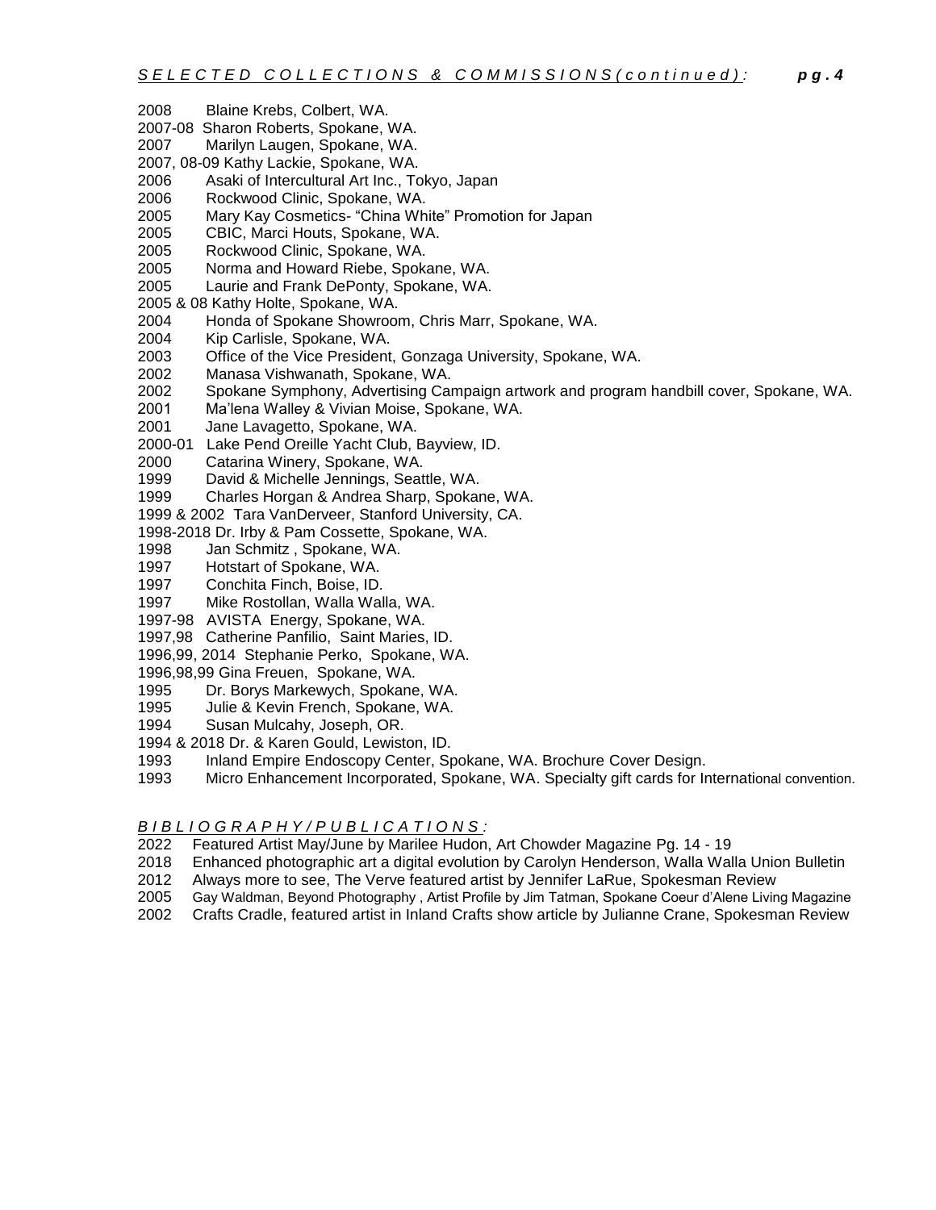## *SELECTED COLLECTIONS & COMMISSIONS (continued):*

2008 Blaine Krebs, Colbert, WA.
2007-08 Sharon Roberts, Spokane, WA.
2007 Marilyn Laugen, Spokane, WA.
2007, 08-09 Kathy Lackie, Spokane, WA.
2006 Asaki of Intercultural Art Inc., Tokyo, Japan
2006 Rockwood Clinic, Spokane, WA.
2005 Mary Kay Cosmetics- "China White" Promotion for Japan
2005 CBIC, Marci Houts, Spokane, WA.
2005 Rockwood Clinic, Spokane, WA.
2005 Norma and Howard Riebe, Spokane, WA.
2005 Laurie and Frank DePonty, Spokane, WA.
2005 & 08 Kathy Holte, Spokane, WA.
2004 Honda of Spokane Showroom, Chris Marr, Spokane, WA.
2004 Kip Carlisle, Spokane, WA.
2003 Office of the Vice President, Gonzaga University, Spokane, WA.
2002 Manasa Vishwanath, Spokane, WA.
2002 Spokane Symphony, Advertising Campaign artwork and program handbill cover, Spokane, WA.
2001 Ma'lena Walley & Vivian Moise, Spokane, WA.
2001 Jane Lavagetto, Spokane, WA.
2000-01 Lake Pend Oreille Yacht Club, Bayview, ID.
2000 Catarina Winery, Spokane, WA.
1999 David & Michelle Jennings, Seattle, WA.
1999 Charles Horgan & Andrea Sharp, Spokane, WA.
1999 & 2002 Tara VanDerveer, Stanford University, CA.
1998-2018 Dr. Irby & Pam Cossette, Spokane, WA.
1998 Jan Schmitz , Spokane, WA.
1997 Hotstart of Spokane, WA.
1997 Conchita Finch, Boise, ID.
1997 Mike Rostollan, Walla Walla, WA.
1997-98 AVISTA Energy, Spokane, WA.
1997,98 Catherine Panfilio, Saint Maries, ID.
1996,99, 2014 Stephanie Perko, Spokane, WA.
1996,98,99 Gina Freuen, Spokane, WA.
1995 Dr. Borys Markewych, Spokane, WA.
1995 Julie & Kevin French, Spokane, WA.
1994 Susan Mulcahy, Joseph, OR.
1994 & 2018 Dr. & Karen Gould, Lewiston, ID.
1993 Inland Empire Endoscopy Center, Spokane, WA. Brochure Cover Design.
1993 Micro Enhancement Incorporated, Spokane, WA. Specialty gift cards for International convention.

## *BIBLIOGRAPHY/PUBLICATIONS:*

2022 Featured Artist May/June by Marilee Hudon, Art Chowder Magazine Pg. 14 - 19
2018 Enhanced photographic art a digital evolution by Carolyn Henderson, Walla Walla Union Bulletin
2012 Always more to see, The Verve featured artist by Jennifer LaRue, Spokesman Review
2005 Gay Waldman, Beyond Photography , Artist Profile by Jim Tatman, Spokane Coeur d'Alene Living Magazine
2002 Crafts Cradle, featured artist in Inland Crafts show article by Julianne Crane, Spokesman Review